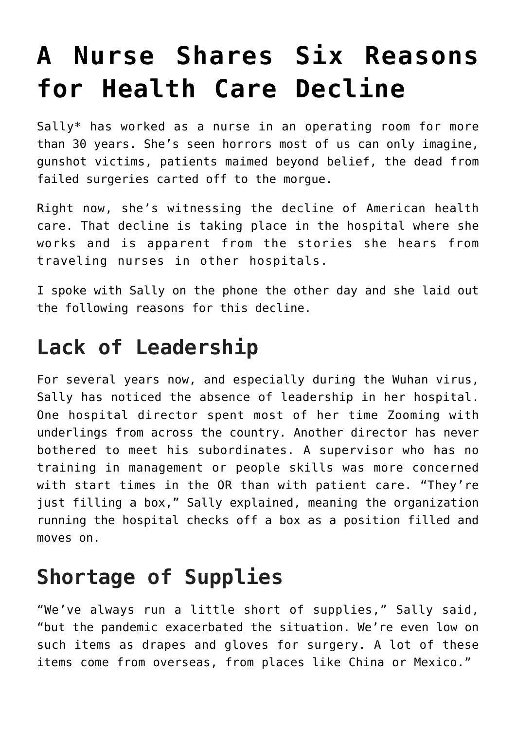# A Nurse Shares Six Reasons for Health Care Decline

Sally* has worked as a nurse in an operating room for more than 30 years. She's seen horrors most of us can only imagine, gunshot victims, patients maimed beyond belief, the dead from failed surgeries carted off to the morgue.

Right now, she's witnessing the decline of American health care. That decline is taking place in the hospital where she works and is apparent from the stories she hears from traveling nurses in other hospitals.

I spoke with Sally on the phone the other day and she laid out the following reasons for this decline.

## Lack of Leadership

For several years now, and especially during the Wuhan virus, Sally has noticed the absence of leadership in her hospital. One hospital director spent most of her time Zooming with underlings from across the country. Another director has never bothered to meet his subordinates. A supervisor who has no training in management or people skills was more concerned with start times in the OR than with patient care. "They're just filling a box," Sally explained, meaning the organization running the hospital checks off a box as a position filled and moves on.

## Shortage of Supplies

"We've always run a little short of supplies," Sally said, "but the pandemic exacerbated the situation. We're even low on such items as drapes and gloves for surgery. A lot of these items come from overseas, from places like China or Mexico."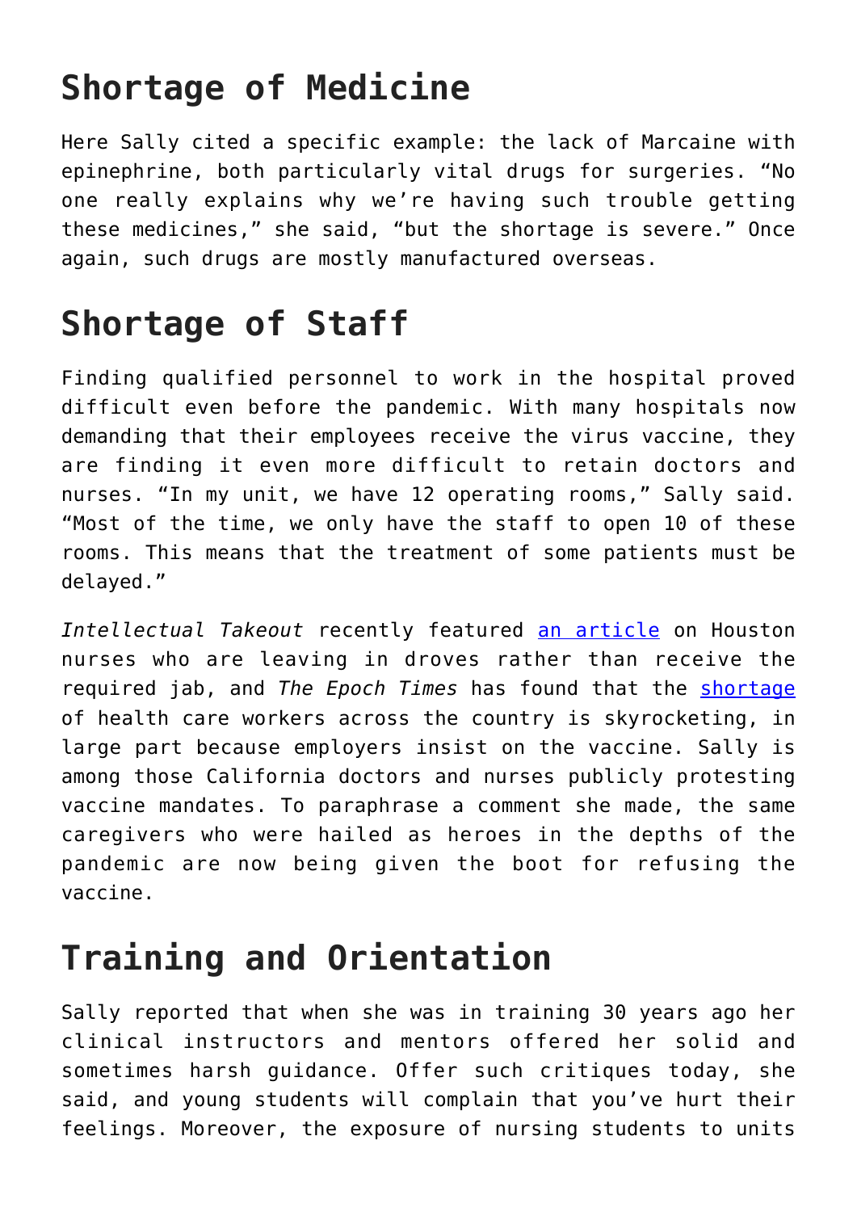## Shortage of Medicine

Here Sally cited a specific example: the lack of Marcaine with epinephrine, both particularly vital drugs for surgeries. "No one really explains why we're having such trouble getting these medicines," she said, "but the shortage is severe." Once again, such drugs are mostly manufactured overseas.

## Shortage of Staff

Finding qualified personnel to work in the hospital proved difficult even before the pandemic. With many hospitals now demanding that their employees receive the virus vaccine, they are finding it even more difficult to retain doctors and nurses. "In my unit, we have 12 operating rooms," Sally said. "Most of the time, we only have the staff to open 10 of these rooms. This means that the treatment of some patients must be delayed."

*Intellectual Takeout* recently featured an article on Houston nurses who are leaving in droves rather than receive the required jab, and *The Epoch Times* has found that the shortage of health care workers across the country is skyrocketing, in large part because employers insist on the vaccine. Sally is among those California doctors and nurses publicly protesting vaccine mandates. To paraphrase a comment she made, the same caregivers who were hailed as heroes in the depths of the pandemic are now being given the boot for refusing the vaccine.

## Training and Orientation

Sally reported that when she was in training 30 years ago her clinical instructors and mentors offered her solid and sometimes harsh guidance. Offer such critiques today, she said, and young students will complain that you've hurt their feelings. Moreover, the exposure of nursing students to units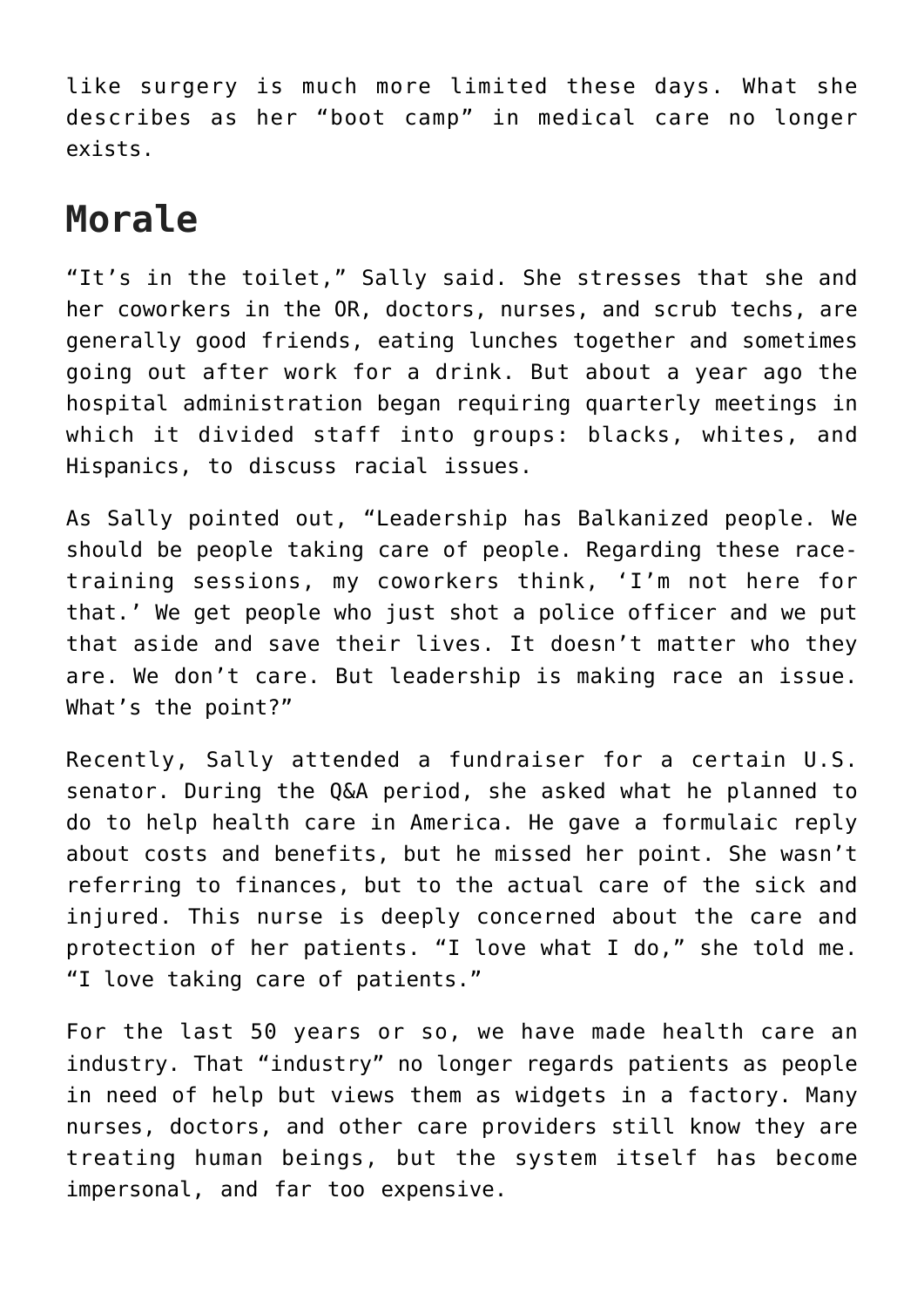like surgery is much more limited these days. What she describes as her "boot camp" in medical care no longer exists.

## Morale

"It's in the toilet," Sally said. She stresses that she and her coworkers in the OR, doctors, nurses, and scrub techs, are generally good friends, eating lunches together and sometimes going out after work for a drink. But about a year ago the hospital administration began requiring quarterly meetings in which it divided staff into groups: blacks, whites, and Hispanics, to discuss racial issues.

As Sally pointed out, "Leadership has Balkanized people. We should be people taking care of people. Regarding these race-training sessions, my coworkers think, 'I'm not here for that.' We get people who just shot a police officer and we put that aside and save their lives. It doesn't matter who they are. We don't care. But leadership is making race an issue. What's the point?"

Recently, Sally attended a fundraiser for a certain U.S. senator. During the Q&A period, she asked what he planned to do to help health care in America. He gave a formulaic reply about costs and benefits, but he missed her point. She wasn't referring to finances, but to the actual care of the sick and injured. This nurse is deeply concerned about the care and protection of her patients. "I love what I do," she told me. "I love taking care of patients."

For the last 50 years or so, we have made health care an industry. That "industry" no longer regards patients as people in need of help but views them as widgets in a factory. Many nurses, doctors, and other care providers still know they are treating human beings, but the system itself has become impersonal, and far too expensive.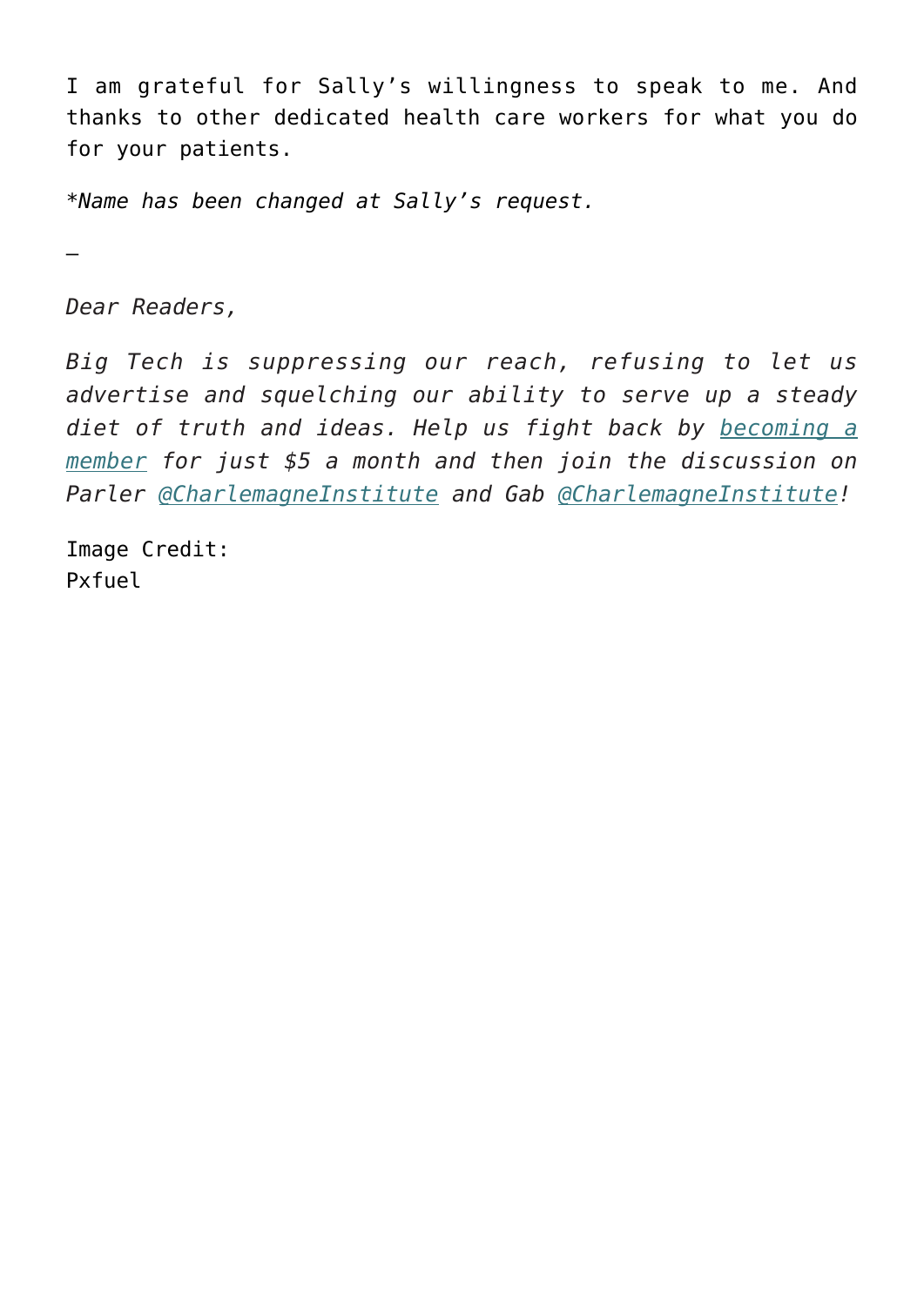I am grateful for Sally's willingness to speak to me. And thanks to other dedicated health care workers for what you do for your patients.

*\*Name has been changed at Sally's request.*

—

*Dear Readers,*

*Big Tech is suppressing our reach, refusing to let us advertise and squelching our ability to serve up a steady diet of truth and ideas. Help us fight back by becoming a member for just $5 a month and then join the discussion on Parler @CharlemagneInstitute and Gab @CharlemagneInstitute!*

Image Credit:
Pxfuel